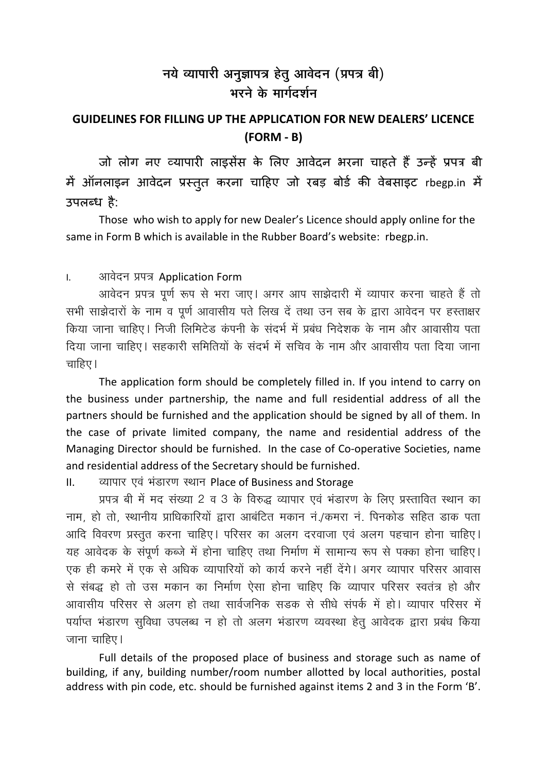# नये व्यापारी अनुज्ञापत्र हेतु आवेदन (प्रपत्र बी) भरने के मार्गदर्शन

## GUIDELINES FOR FILLING UP THE APPLICATION FOR NEW DEALERS' LICENCE (FORM - B)

जो लोग नए व्यापारी लाइसेंस के लिए आवेदन भरना चाहते हैं उन्हें प्रपत्र बी में ऑनलाइन आवेदन प्रस्तुत करना चाहिए जो रबड़ बोर्ड की वेबसाइट rbegp.in में उपलब्ध है:

Those who wish to apply for new Dealer's Licence should apply online for the same in Form B which is available in the Rubber Board's website: rbegp.in.

I. आवेदन प्रपत्र Application Form

आवेदन प्रपत्र पूर्ण रूप से भरा जाए। अगर आप साझेदारी में व्यापार करना चाहते हैं तो सभी साझेदारों के नाम व पूर्ण आवासीय पते लिख दें तथा उन सब के द्वारा आवेदन पर हस्ताक्षर किया जाना चाहिए। निजी लिमिटेड कंपनी के संदर्भ में प्रबंध निदेशक के नाम और आवासीय पता दिया जाना चाहिए। सहकारी समितियों के संदर्भ में सचिव के नाम और आवासीय पता दिया जाना चाहिए।

The application form should be completely filled in. If you intend to carry on the business under partnership, the name and full residential address of all the partners should be furnished and the application should be signed by all of them. In the case of private limited company, the name and residential address of the Managing Director should be furnished. In the case of Co-operative Societies, name and residential address of the Secretary should be furnished.

II. व्यापार एवं भंडारण स्थान Place of Business and Storage

प्रपत्र बी में मद संख्या 2 व 3 के विरुद्ध व्यापार एवं भंडारण के लिए प्रस्तावित स्थान का नाम, हो तो, स्थानीय प्राधिकारियों द्वारा आबंटित मकान नं./कमरा नं. पिनकोड सहित डाक पता आदि विवरण प्रस्तुत करना चाहिए। परिसर का अलग दरवाजा एवं अलग पहचान होना चाहिए। यह आवेदक के संपूर्ण कब्जे में होना चाहिए तथा निर्माण में सामान्य रूप से पक्का होना चाहिए। एक ही कमरे में एक से अधिक व्यापारियों को कार्य करने नहीं देंगे। अगर व्यापार परिसर आवास से संबद्ध हो तो उस मकान का निर्माण ऐसा होना चाहिए कि व्यापार परिसर स्वतंत्र हो और आवासीय परिसर से अलग हो तथा सार्वजनिक सडक से सीधे संपर्क में हो। व्यापार परिसर में पर्याप्त भंडारण सुविधा उपलब्ध न हो तो अलग भंडारण व्यवस्था हेतु आवेदक द्वारा प्रबंध किया जाना चाहिए।

Full details of the proposed place of business and storage such as name of building, if any, building number/room number allotted by local authorities, postal address with pin code, etc. should be furnished against items 2 and 3 in the Form 'B'.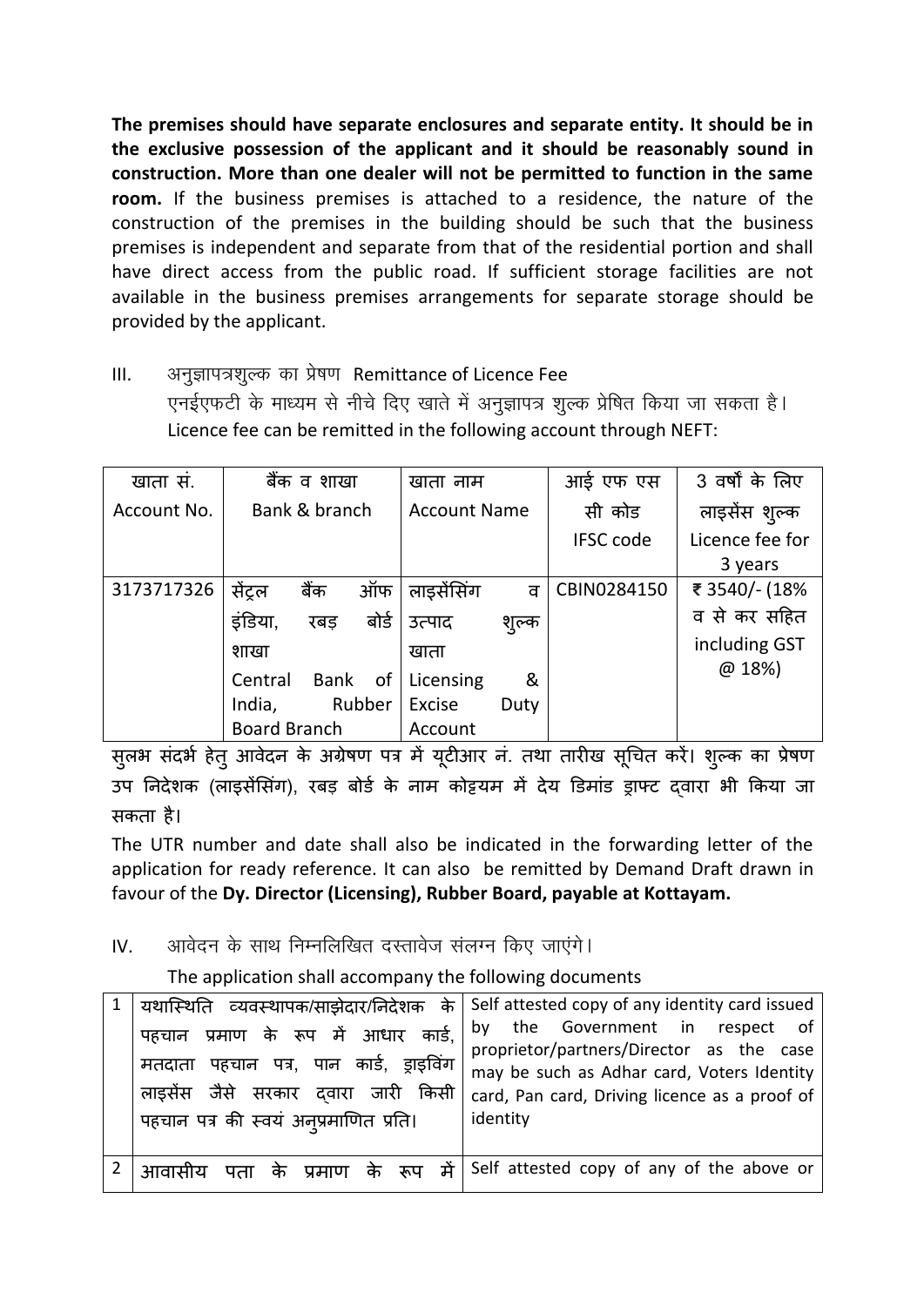**The premises should have separate enclosures and separate entity. It should be in the exclusive possession of the applicant and it should be reasonably sound in construction. More than one dealer will not be permitted to function in the same room.** If the business premises is attached to a residence, the nature of the construction of the premises in the building should be such that the business premises is independent and separate from that of the residential portion and shall have direct access from the public road. If sufficient storage facilities are not available in the business premises arrangements for separate storage should be provided by the applicant.

III. अनुज्ञापत्रशुल्क का प्रेषण Remittance of Licence Fee

एनईएफटी के माध्यम से नीचे दिए खाते में अनुज्ञापत्र शुल्क प्रेषित किया जा सकता है।
Licence fee can be remitted in the following account through NEFT:

| खाता सं. Account No. | बैंक व शाखा Bank & branch | खाता नाम Account Name | आई एफ एस सी कोड IFSC code | 3 वर्षों के लिए लाइसेंस शुल्क Licence fee for 3 years |
|---|---|---|---|---|
| 3173717326 | सेंट्रल बैंक ऑफ इंडिया, रबड़ बोर्ड शाखा Central Bank of India, Rubber Board Branch | लाइसेंसिंग व उत्पाद शुल्क खाता Licensing & Excise Duty Account | CBIN0284150 | ₹ 3540/- (18% व से कर सहित including GST @ 18%) |

सुलभ संदर्भ हेतु आवेदन के अग्रेषण पत्र में यूटीआर नं. तथा तारीख सूचित करें। शुल्क का प्रेषण उप निदेशक (लाइसेंसिंग), रबड़ बोर्ड के नाम कोट्टयम में देय डिमांड ड्राफ्ट द्वारा भी किया जा सकता है।

The UTR number and date shall also be indicated in the forwarding letter of the application for ready reference. It can also be remitted by Demand Draft drawn in favour of the **Dy. Director (Licensing), Rubber Board, payable at Kottayam.**

IV. आवेदन के साथ निम्नलिखित दस्तावेज संलग्न किए जाएंगे।

The application shall accompany the following documents

| | | |
|---|---|---|
| 1 | यथास्थिति व्यवस्थापक/साझेदार/निदेशक के पहचान प्रमाण के रूप में आधार कार्ड, मतदाता पहचान पत्र, पान कार्ड, ड्राइविंग लाइसेंस जैसे सरकार द्वारा जारी किसी पहचान पत्र की स्वयं अनुप्रमाणित प्रति। | Self attested copy of any identity card issued by the Government in respect of proprietor/partners/Director as the case may be such as Adhar card, Voters Identity card, Pan card, Driving licence as a proof of identity |
| 2 | आवासीय पता के प्रमाण के रूप में | Self attested copy of any of the above or |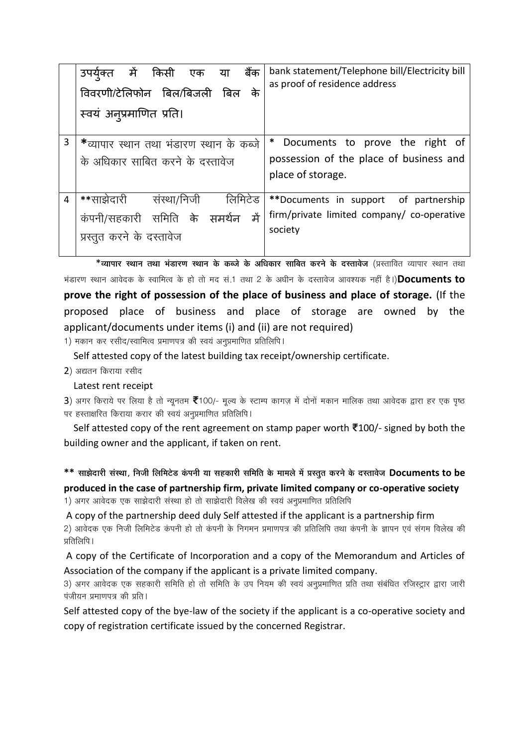| | | |
|---|---|---|
| | उपर्युक्त में किसी एक या बैंक विवरणी/टेलिफोन बिल/बिजली बिल के स्वयं अनुप्रमाणित प्रति। | bank statement/Telephone bill/Electricity bill as proof of residence address |
| 3 | *व्यापार स्थान तथा भंडारण स्थान के कब्जे के अधिकार साबित करने के दस्तावेज | * Documents to prove the right of possession of the place of business and place of storage. |
| 4 | **साझेदारी संस्था/निजी लिमिटेड कंपनी/सहकारी समिति के समर्थन में प्रस्तुत करने के दस्तावेज | **Documents in support of partnership firm/private limited company/ co-operative society |

**\*व्यापार स्थान तथा भंडारण स्थान के कब्जे के अधिकार साबित करने के दस्तावेज** (प्रस्तावित व्यापार स्थान तथा भंडारण स्थान आवेदक के स्वामित्व के हो तो मद सं.1 तथा 2 के अधीन के दस्तावेज आवश्यक नहीं है।)**Documents to prove the right of possession of the place of business and place of storage.** (If the proposed place of business and place of storage are owned by the applicant/documents under items (i) and (ii) are not required)

1) मकान कर रसीद/स्वामित्व प्रमाणपत्र की स्वयं अनुप्रमाणित प्रतिलिपि।

Self attested copy of the latest building tax receipt/ownership certificate.

2) अद्यतन किराया रसीद

Latest rent receipt

3) अगर किराये पर लिया है तो न्यूनतम ₹100/- मूल्य के स्टाम्प कागज़ में दोनों मकान मालिक तथा आवेदक द्वारा हर एक पृष्ठ पर हस्ताक्षरित किराया करार की स्वयं अनुप्रमाणित प्रतिलिपि।

Self attested copy of the rent agreement on stamp paper worth ₹100/- signed by both the building owner and the applicant, if taken on rent.

**\*\* साझेदारी संस्था, निजी लिमिटेड कंपनी या सहकारी समिति के मामले में प्रस्तुत करने के दस्तावेज Documents to be produced in the case of partnership firm, private limited company or co-operative society**

1) अगर आवेदक एक साझेदारी संस्था हो तो साझेदारी विलेख की स्वयं अनुप्रमाणित प्रतिलिपि

A copy of the partnership deed duly Self attested if the applicant is a partnership firm

2) आवेदक एक निजी लिमिटेड कंपनी हो तो कंपनी के निगमन प्रमाणपत्र की प्रतिलिपि तथा कंपनी के ज्ञापन एवं संगम विलेख की प्रतिलिपि।

A copy of the Certificate of Incorporation and a copy of the Memorandum and Articles of Association of the company if the applicant is a private limited company.

3) अगर आवेदक एक सहकारी समिति हो तो समिति के उप नियम की स्वयं अनुप्रमाणित प्रति तथा संबंधित रजिस्ट्रार द्वारा जारी पंजीयन प्रमाणपत्र की प्रति।

Self attested copy of the bye-law of the society if the applicant is a co-operative society and copy of registration certificate issued by the concerned Registrar.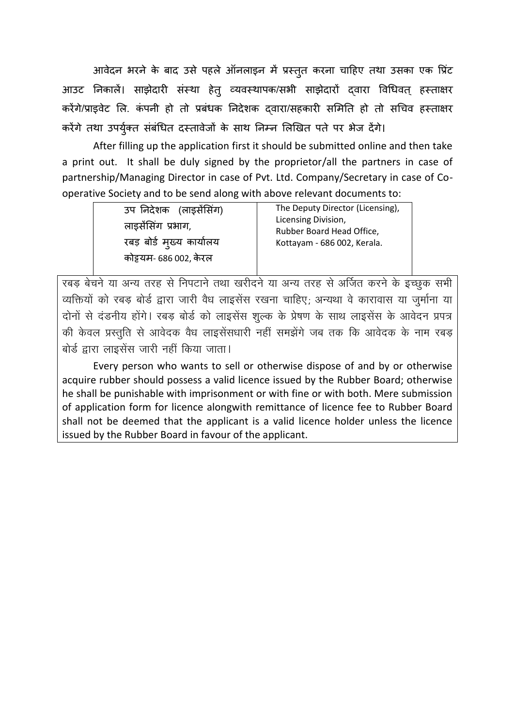आवेदन भरने के बाद उसे पहले ऑनलाइन में प्रस्तुत करना चाहिए तथा उसका एक प्रिंट आउट निकालें। साझेदारी संस्था हेतु व्यवस्थापक/सभी साझेदारों द्वारा विधिवत् हस्ताक्षर करेंगे/प्राइवेट लि. कंपनी हो तो प्रबंधक निदेशक द्वारा/सहकारी समिति हो तो सचिव हस्ताक्षर करेंगे तथा उपर्युक्त संबंधित दस्तावेजों के साथ निम्न लिखित पते पर भेज देंगे।

After filling up the application first it should be submitted online and then take a print out. It shall be duly signed by the proprietor/all the partners in case of partnership/Managing Director in case of Pvt. Ltd. Company/Secretary in case of Co-operative Society and to be send along with above relevant documents to:

| उप निदेशक (लाइसेंसिंग)<br>लाइसेंसिंग प्रभाग,<br>रबड़ बोर्ड मुख्य कार्यालय<br>कोट्टयम- 686 002, केरल | The Deputy Director (Licensing),<br>Licensing Division,<br>Rubber Board Head Office,<br>Kottayam - 686 002, Kerala. |
|---|---|

रबड़ बेचने या अन्य तरह से निपटाने तथा खरीदने या अन्य तरह से अर्जित करने के इच्छुक सभी व्यक्तियों को रबड़ बोर्ड द्वारा जारी वैध लाइसेंस रखना चाहिए; अन्यथा वे कारावास या जुर्माना या दोनों से दंडनीय होंगे। रबड़ बोर्ड को लाइसेंस शुल्क के प्रेषण के साथ लाइसेंस के आवेदन प्रपत्र की केवल प्रस्तुति से आवेदक वैध लाइसेंसधारी नहीं समझेंगे जब तक कि आवेदक के नाम रबड़ बोर्ड द्वारा लाइसेंस जारी नहीं किया जाता।

Every person who wants to sell or otherwise dispose of and by or otherwise acquire rubber should possess a valid licence issued by the Rubber Board; otherwise he shall be punishable with imprisonment or with fine or with both. Mere submission of application form for licence alongwith remittance of licence fee to Rubber Board shall not be deemed that the applicant is a valid licence holder unless the licence issued by the Rubber Board in favour of the applicant.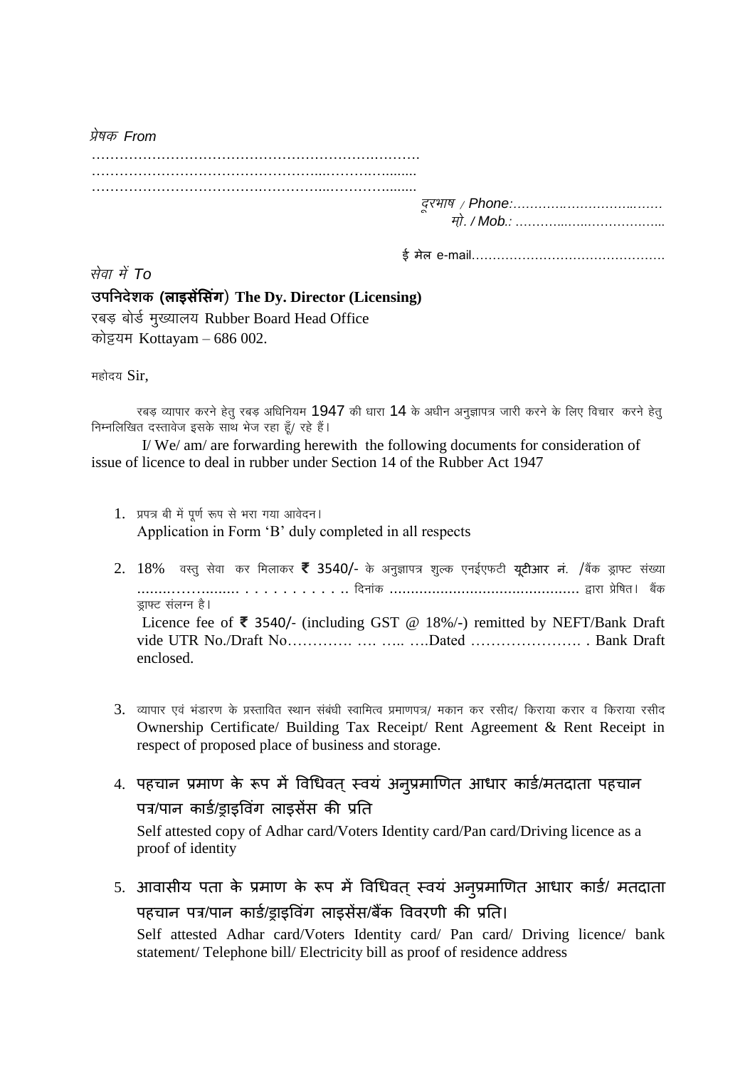*प्रेषक From*

……………………………………………………………

……………………………………………..……….……..

……………………………………………..…………........

*दूरभाष / Phone:……………………..……*

*मो. / Mob.: ………..…..……………...*

ई मेल e-mail………………………………………

*सेवा में To*

**उपनिदेशक (लाइसेंसिंग) The Dy. Director (Licensing)**

रबड़ बोर्ड मुख्यालय Rubber Board Head Office

कोट्टयम Kottayam – 686 002.

महोदय Sir,

रबड़ व्यापार करने हेतु रबड़ अधिनियम 1947 की धारा 14 के अधीन अनुज्ञापत्र जारी करने के लिए विचार करने हेतु निम्नलिखित दस्तावेज इसके साथ भेज रहा हूँ/ रहे हैं।

I/ We/ am/ are forwarding herewith the following documents for consideration of issue of licence to deal in rubber under Section 14 of the Rubber Act 1947

1. प्रपत्र बी में पूर्ण रूप से भरा गया आवेदन।
   Application in Form 'B' duly completed in all respects

2. 18% वस्तु सेवा कर मिलाकर ₹ 3540/- के अनुज्ञापत्र शुल्क एनईएफटी **यूटीआर नं.** /बैंक ड्राफ्ट संख्या ……..………....... . . . . . . . . . . .. दिनांक ……………………………………. द्वारा प्रेषित। बैंक ड्राफ्ट संलग्न है।
   Licence fee of ₹ 3540/- (including GST @ 18%/-) remitted by NEFT/Bank Draft vide UTR No./Draft No…………. …. ….. ….Dated …………………. . Bank Draft enclosed.

3. व्यापार एवं भंडारण के प्रस्तावित स्थान संबंधी स्वामित्व प्रमाणपत्र/ मकान कर रसीद/ किराया करार व किराया रसीद
   Ownership Certificate/ Building Tax Receipt/ Rent Agreement & Rent Receipt in respect of proposed place of business and storage.

4. पहचान प्रमाण के रूप में विधिवत् स्वयं अनुप्रमाणित आधार कार्ड/मतदाता पहचान पत्र/पान कार्ड/ड्राइविंग लाइसेंस की प्रति
   Self attested copy of Adhar card/Voters Identity card/Pan card/Driving licence as a proof of identity

5. आवासीय पता के प्रमाण के रूप में विधिवत् स्वयं अनुप्रमाणित आधार कार्ड/ मतदाता पहचान पत्र/पान कार्ड/ड्राइविंग लाइसेंस/बैंक विवरणी की प्रति।
   Self attested Adhar card/Voters Identity card/ Pan card/ Driving licence/ bank statement/ Telephone bill/ Electricity bill as proof of residence address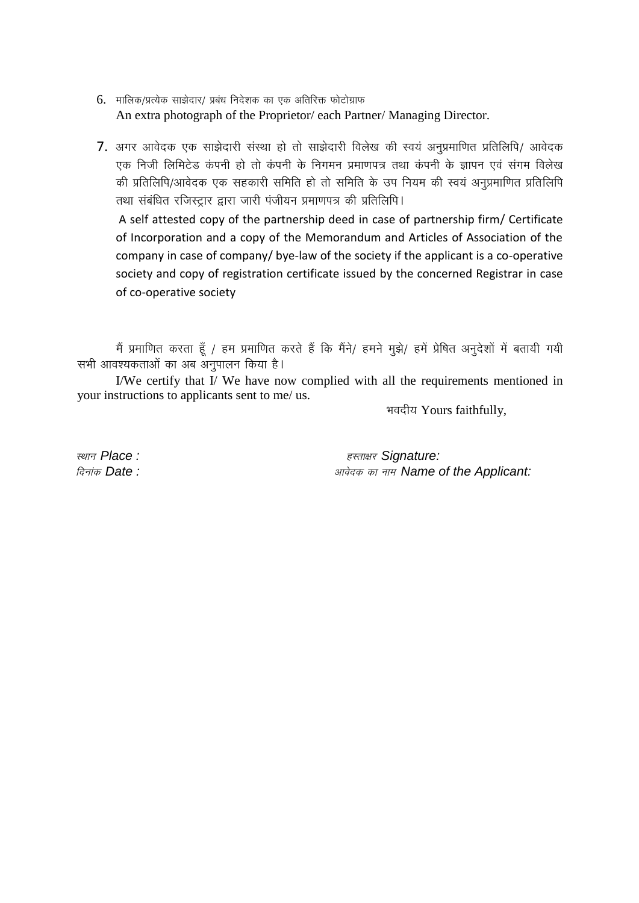6. मालिक/प्रत्येक साझेदार/ प्रबंध निदेशक का एक अतिरिक्त फोटोग्राफ
   An extra photograph of the Proprietor/ each Partner/ Managing Director.

7. अगर आवेदक एक साझेदारी संस्था हो तो साझेदारी विलेख की स्वयं अनुप्रमाणित प्रतिलिपि/ आवेदक एक निजी लिमिटेड कंपनी हो तो कंपनी के निगमन प्रमाणपत्र तथा कंपनी के ज्ञापन एवं संगम विलेख की प्रतिलिपि/आवेदक एक सहकारी समिति हो तो समिति के उप नियम की स्वयं अनुप्रमाणित प्रतिलिपि तथा संबंधित रजिस्ट्रार द्वारा जारी पंजीयन प्रमाणपत्र की प्रतिलिपि।

   A self attested copy of the partnership deed in case of partnership firm/ Certificate of Incorporation and a copy of the Memorandum and Articles of Association of the company in case of company/ bye-law of the society if the applicant is a co-operative society and copy of registration certificate issued by the concerned Registrar in case of co-operative society

मैं प्रमाणित करता हूँ / हम प्रमाणित करते हैं कि मैंने/ हमने मुझे/ हमें प्रेषित अनुदेशों में बतायी गयी सभी आवश्यकताओं का अब अनुपालन किया है।

I/We certify that I/ We have now complied with all the requirements mentioned in your instructions to applicants sent to me/ us.

भवदीय Yours faithfully,

स्थान *Place :*

दिनांक *Date :*

हस्ताक्षर *Signature:*

आवेदक का नाम *Name of the Applicant:*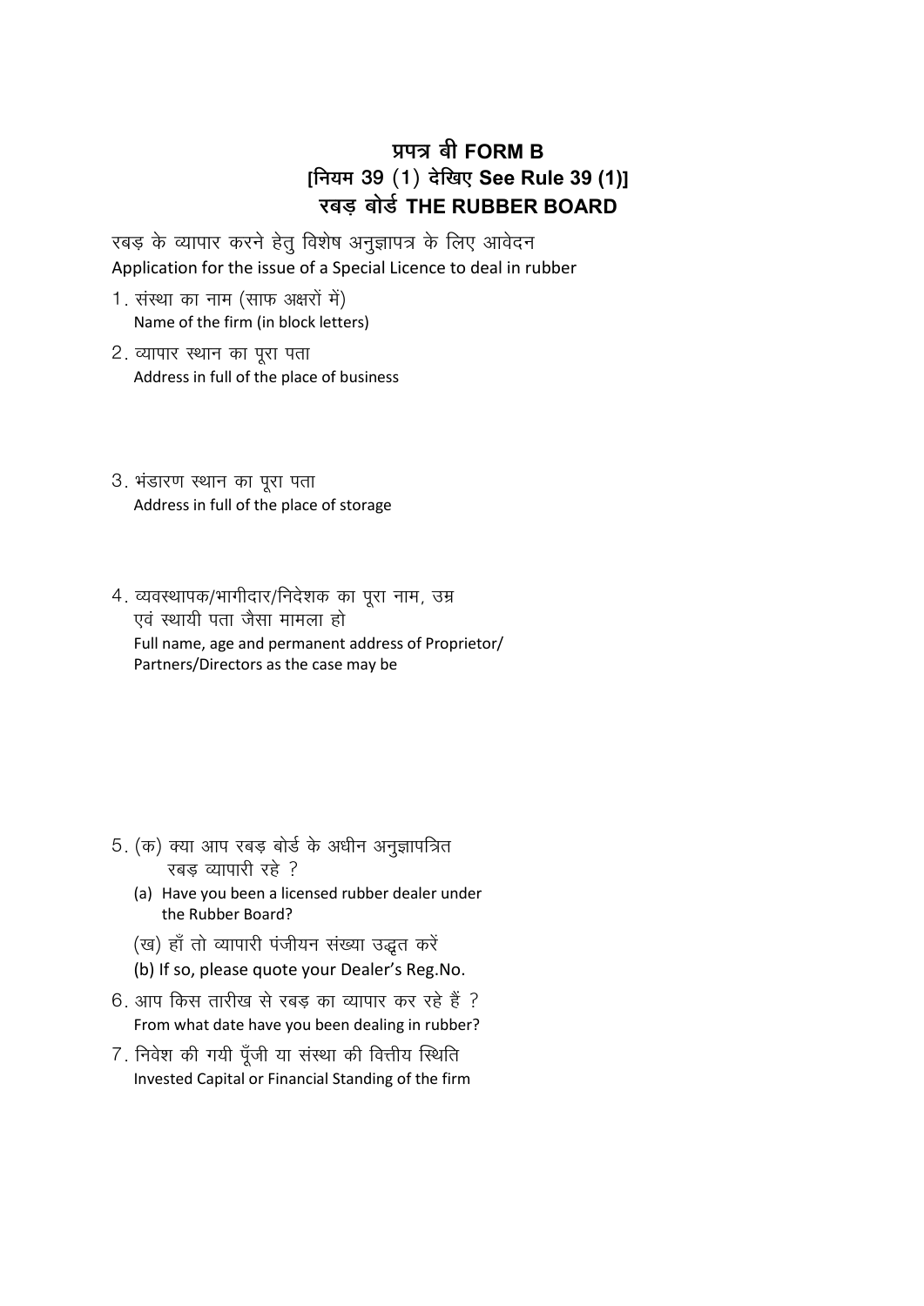# प्रपत्र बी FORM B
## [नियम 39 (1) देखिए See Rule 39 (1)]
## रबड़ बोर्ड THE RUBBER BOARD

रबड़ के व्यापार करने हेतु विशेष अनुज्ञापत्र के लिए आवेदन
Application for the issue of a Special Licence to deal in rubber

1. संस्था का नाम (साफ अक्षरों में)
   Name of the firm (in block letters)

2. व्यापार स्थान का पूरा पता
   Address in full of the place of business

3. भंडारण स्थान का पूरा पता
   Address in full of the place of storage

4. व्यवस्थापक/भागीदार/निदेशक का पूरा नाम, उम्र एवं स्थायी पता जैसा मामला हो
   Full name, age and permanent address of Proprietor/ Partners/Directors as the case may be

5. (क) क्या आप रबड़ बोर्ड के अधीन अनुज्ञापत्रित रबड़ व्यापारी रहे ?
   (a) Have you been a licensed rubber dealer under the Rubber Board?

   (ख) हाँ तो व्यापारी पंजीयन संख्या उद्धृत करें
   (b) If so, please quote your Dealer's Reg.No.

6. आप किस तारीख से रबड़ का व्यापार कर रहे हैं ?
   From what date have you been dealing in rubber?

7. निवेश की गयी पूँजी या संस्था की वित्तीय स्थिति
   Invested Capital or Financial Standing of the firm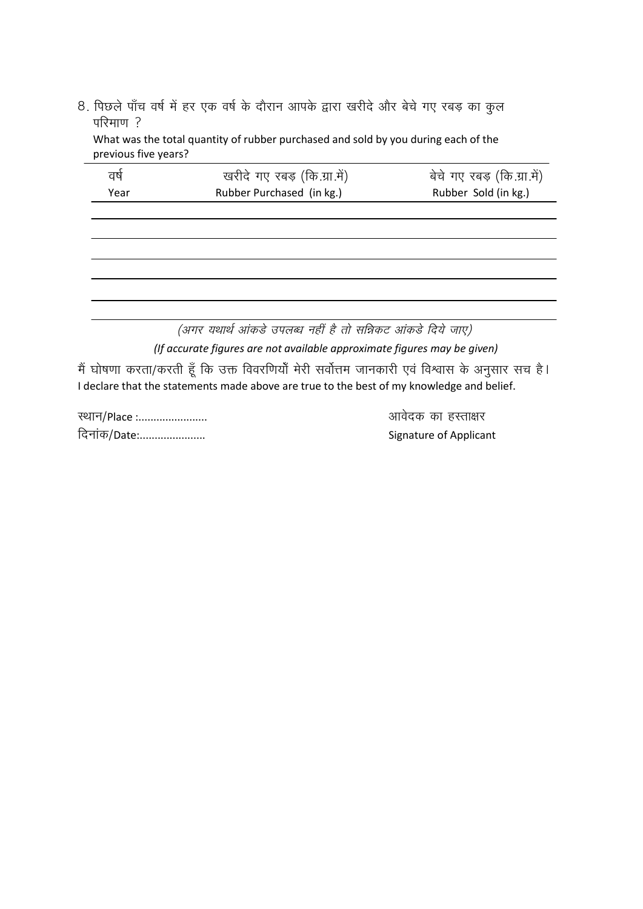8. पिछले पाँच वर्ष में हर एक वर्ष के दौरान आपके द्वारा खरीदे और बेचे गए रबड़ का कुल परिमाण ?

What was the total quantity of rubber purchased and sold by you during each of the previous five years?

| वर्ष<br>Year | खरीदे गए रबड़ (कि.ग्रा.में)<br>Rubber Purchased (in kg.) | बेचे गए रबड़ (कि.ग्रा.में)<br>Rubber Sold (in kg.) |
|---|---|---|
| | | |
| | | |
| | | |
| | | |
| | | |

*(अगर यथार्थ आंकडे उपलब्ध नहीं है तो सन्निकट आंकडे दिये जाए)*

*(If accurate figures are not available approximate figures may be given)*

मैं घोषणा करता/करती हूँ कि उक्त विवरणियाँ मेरी सर्वोत्तम जानकारी एवं विश्वास के अनुसार सच है।
I declare that the statements made above are true to the best of my knowledge and belief.

स्थान/Place :.......................

दिनांक/Date:......................

आवेदक का हस्ताक्षर
Signature of Applicant